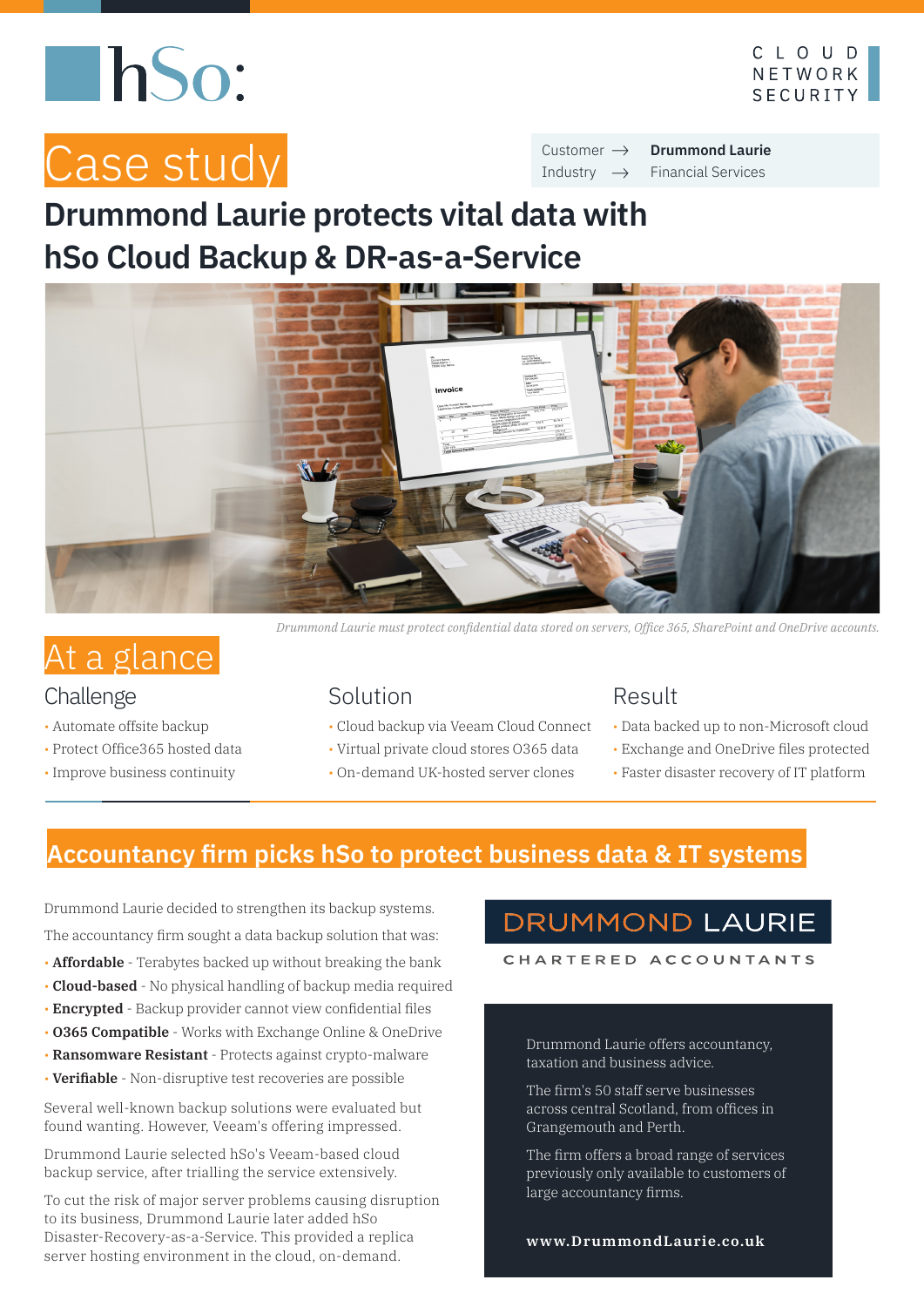hSo:

CLOUD
NETWORK
SECURITY

# Case study

Customer → **Drummond Laurie**
Industry → Financial Services

## Drummond Laurie protects vital data with hSo Cloud Backup & DR-as-a-Service

*Drummond Laurie must protect confidential data stored on servers, Office 365, SharePoint and OneDrive accounts.*

## At a glance

### Challenge

- Automate offsite backup
- Protect Office365 hosted data
- Improve business continuity

### Solution

- Cloud backup via Veeam Cloud Connect
- Virtual private cloud stores O365 data
- On-demand UK-hosted server clones

### Result

- Data backed up to non-Microsoft cloud
- Exchange and OneDrive files protected
- Faster disaster recovery of IT platform

## Accountancy firm picks hSo to protect business data & IT systems

Drummond Laurie decided to strengthen its backup systems.

The accountancy firm sought a data backup solution that was:

- **Affordable** - Terabytes backed up without breaking the bank
- **Cloud-based** - No physical handling of backup media required
- **Encrypted** - Backup provider cannot view confidential files
- **O365 Compatible** - Works with Exchange Online & OneDrive
- **Ransomware Resistant** - Protects against crypto-malware
- **Verifiable** - Non-disruptive test recoveries are possible

Several well-known backup solutions were evaluated but found wanting. However, Veeam's offering impressed.

Drummond Laurie selected hSo's Veeam-based cloud backup service, after trialling the service extensively.

To cut the risk of major server problems causing disruption to its business, Drummond Laurie later added hSo Disaster-Recovery-as-a-Service. This provided a replica server hosting environment in the cloud, on-demand.

DRUMMOND LAURIE

CHARTERED ACCOUNTANTS

Drummond Laurie offers accountancy, taxation and business advice.

The firm's 50 staff serve businesses across central Scotland, from offices in Grangemouth and Perth.

The firm offers a broad range of services previously only available to customers of large accountancy firms.

**www.DrummondLaurie.co.uk**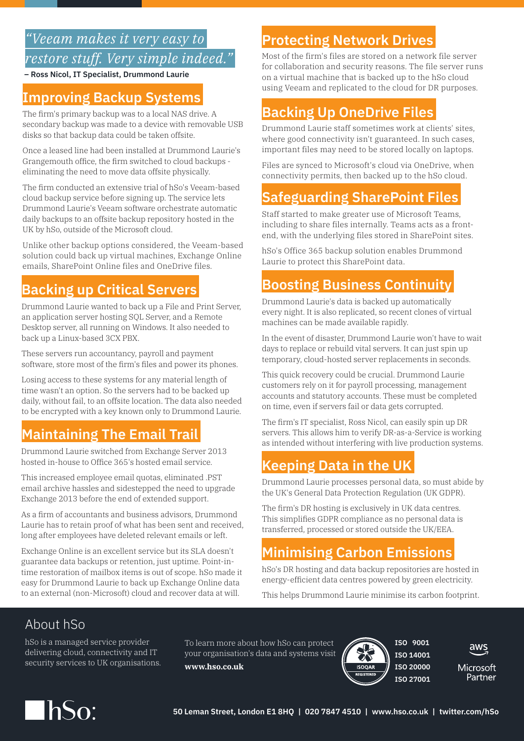*"Veeam makes it very easy to restore stuff. Very simple indeed."*

**– Ross Nicol, IT Specialist, Drummond Laurie**

## Improving Backup Systems

The firm's primary backup was to a local NAS drive. A secondary backup was made to a device with removable USB disks so that backup data could be taken offsite.

Once a leased line had been installed at Drummond Laurie's Grangemouth office, the firm switched to cloud backups - eliminating the need to move data offsite physically.

The firm conducted an extensive trial of hSo's Veeam-based cloud backup service before signing up. The service lets Drummond Laurie's Veeam software orchestrate automatic daily backups to an offsite backup repository hosted in the UK by hSo, outside of the Microsoft cloud.

Unlike other backup options considered, the Veeam-based solution could back up virtual machines, Exchange Online emails, SharePoint Online files and OneDrive files.

## Backing up Critical Servers

Drummond Laurie wanted to back up a File and Print Server, an application server hosting SQL Server, and a Remote Desktop server, all running on Windows. It also needed to back up a Linux-based 3CX PBX.

These servers run accountancy, payroll and payment software, store most of the firm's files and power its phones.

Losing access to these systems for any material length of time wasn't an option. So the servers had to be backed up daily, without fail, to an offsite location. The data also needed to be encrypted with a key known only to Drummond Laurie.

## Maintaining The Email Trail

Drummond Laurie switched from Exchange Server 2013 hosted in-house to Office 365's hosted email service.

This increased employee email quotas, eliminated .PST email archive hassles and sidestepped the need to upgrade Exchange 2013 before the end of extended support.

As a firm of accountants and business advisors, Drummond Laurie has to retain proof of what has been sent and received, long after employees have deleted relevant emails or left.

Exchange Online is an excellent service but its SLA doesn't guarantee data backups or retention, just uptime. Point-in-time restoration of mailbox items is out of scope. hSo made it easy for Drummond Laurie to back up Exchange Online data to an external (non-Microsoft) cloud and recover data at will.

## Protecting Network Drives

Most of the firm's files are stored on a network file server for collaboration and security reasons. The file server runs on a virtual machine that is backed up to the hSo cloud using Veeam and replicated to the cloud for DR purposes.

## Backing Up OneDrive Files

Drummond Laurie staff sometimes work at clients' sites, where good connectivity isn't guaranteed. In such cases, important files may need to be stored locally on laptops.

Files are synced to Microsoft's cloud via OneDrive, when connectivity permits, then backed up to the hSo cloud.

## Safeguarding SharePoint Files

Staff started to make greater use of Microsoft Teams, including to share files internally. Teams acts as a front-end, with the underlying files stored in SharePoint sites.

hSo's Office 365 backup solution enables Drummond Laurie to protect this SharePoint data.

## Boosting Business Continuity

Drummond Laurie's data is backed up automatically every night. It is also replicated, so recent clones of virtual machines can be made available rapidly.

In the event of disaster, Drummond Laurie won't have to wait days to replace or rebuild vital servers. It can just spin up temporary, cloud-hosted server replacements in seconds.

This quick recovery could be crucial. Drummond Laurie customers rely on it for payroll processing, management accounts and statutory accounts. These must be completed on time, even if servers fail or data gets corrupted.

The firm's IT specialist, Ross Nicol, can easily spin up DR servers. This allows him to verify DR-as-a-Service is working as intended without interfering with live production systems.

## Keeping Data in the UK

Drummond Laurie processes personal data, so must abide by the UK's General Data Protection Regulation (UK GDPR).

The firm's DR hosting is exclusively in UK data centres. This simplifies GDPR compliance as no personal data is transferred, processed or stored outside the UK/EEA.

## Minimising Carbon Emissions

hSo's DR hosting and data backup repositories are hosted in energy-efficient data centres powered by green electricity.

This helps Drummond Laurie minimise its carbon footprint.

## About hSo

hSo is a managed service provider delivering cloud, connectivity and IT security services to UK organisations.

To learn more about how hSo can protect your organisation's data and systems visit **www.hso.co.uk**

ISOQAR REGISTERED

**ISO 9001**
**ISO 14001**
**ISO 20000**
**ISO 27001**

aws

Microsoft Partner

hSo:

**50 Leman Street, London E1 8HQ | 020 7847 4510 | www.hso.co.uk | twitter.com/hSo**